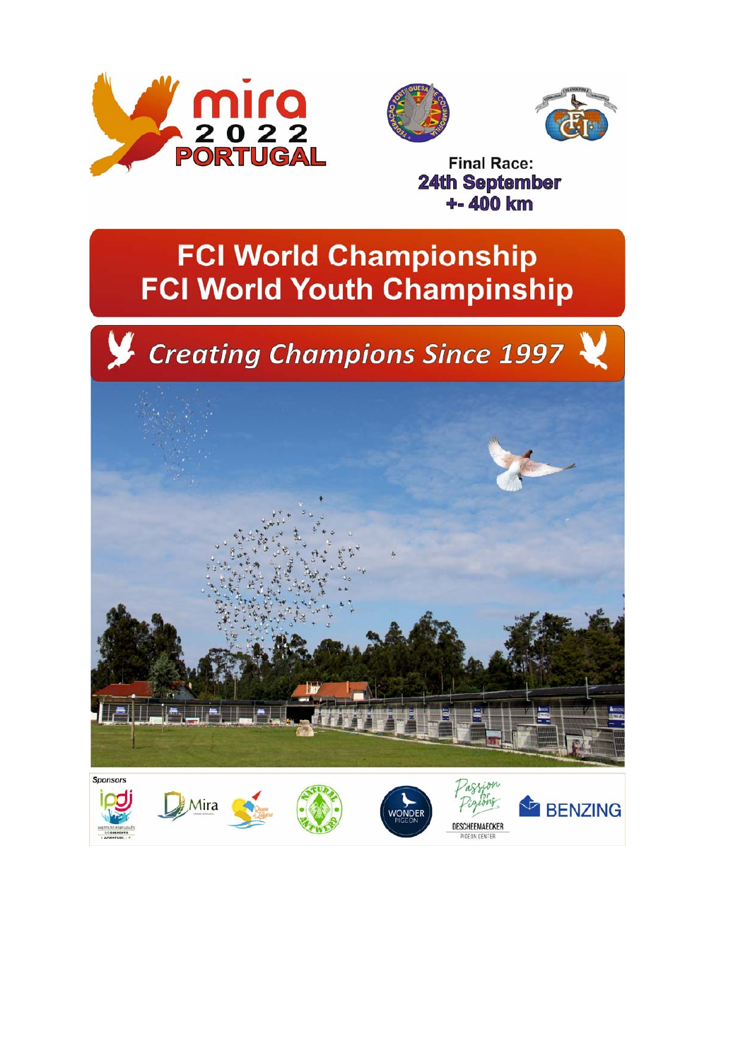mira 2022 PORTUGAL

**Final Race:**
**24th September**
**+- 400 km**

# FCI World Championship
# FCI World Youth Champinship

*Creating Champions Since 1997*

Sponsors

ipdj Instituto Português do Desporto e Juventude, I.P.

Mira

Natural Antwerp

Wonder Pigeon

Passion for Pigeons DESCHEEMAECKER PIGEON CENTER

BENZING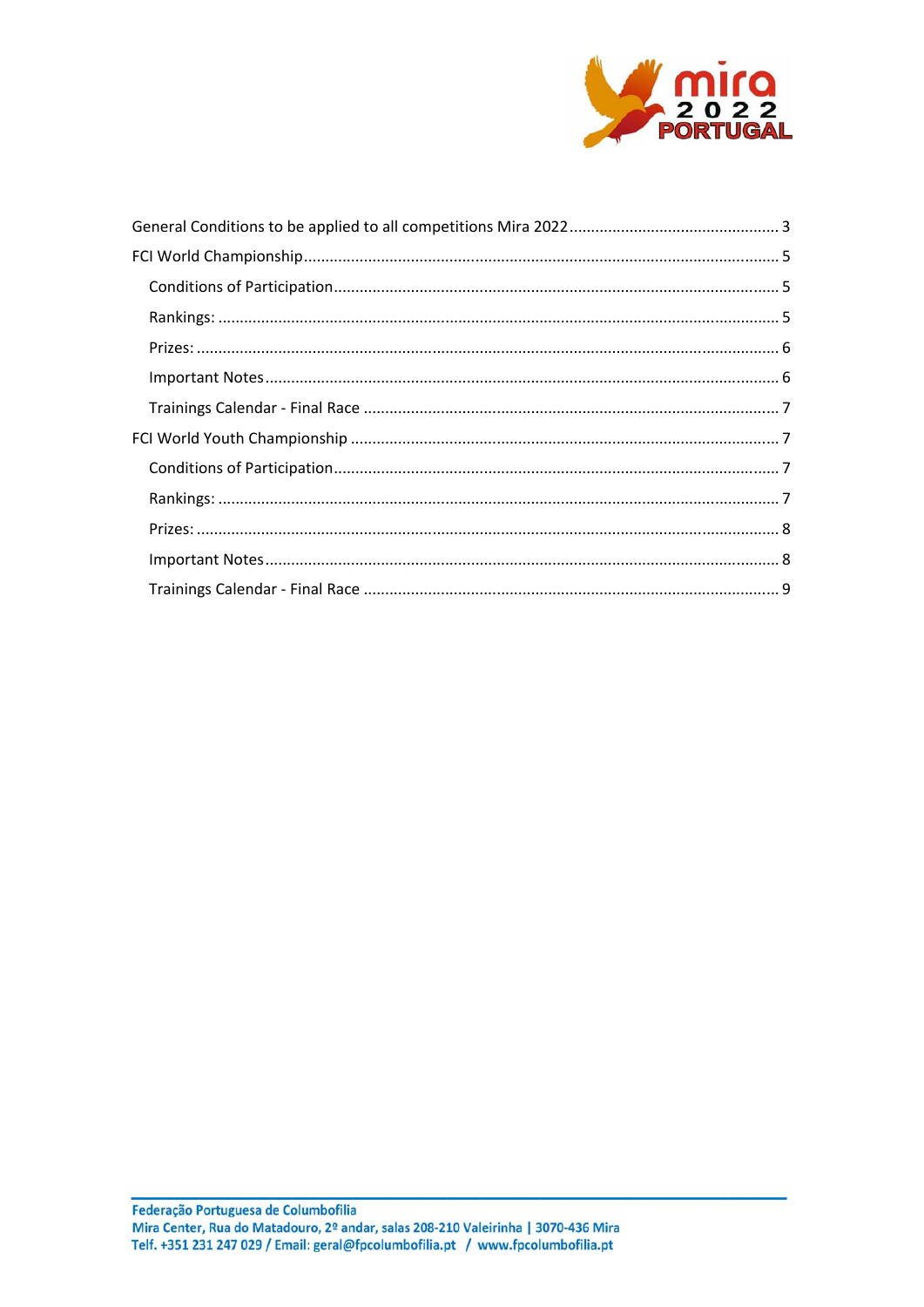General Conditions to be applied to all competitions Mira 2022 ................................................ 3

FCI World Championship ............................................................................................................ 5

- Conditions of Participation ...................................................................................................... 5
- Rankings: ................................................................................................................................ 5
- Prizes: ..................................................................................................................................... 6
- Important Notes ...................................................................................................................... 6
- Trainings Calendar - Final Race ............................................................................................... 7

FCI World Youth Championship .................................................................................................. 7

- Conditions of Participation ...................................................................................................... 7
- Rankings: ................................................................................................................................ 7
- Prizes: ..................................................................................................................................... 8
- Important Notes ...................................................................................................................... 8
- Trainings Calendar - Final Race ............................................................................................... 9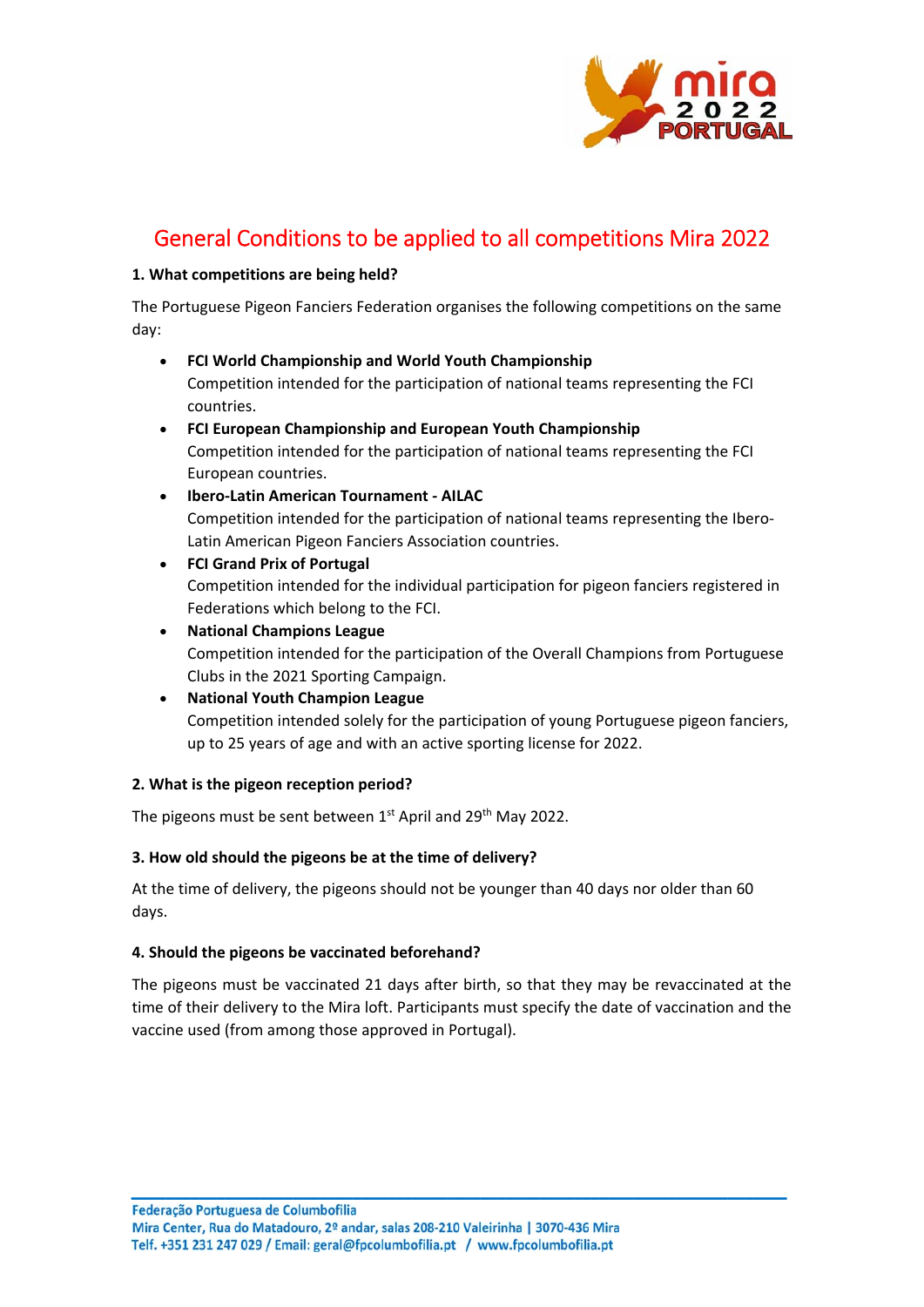# General Conditions to be applied to all competitions Mira 2022

**1. What competitions are being held?**

The Portuguese Pigeon Fanciers Federation organises the following competitions on the same day:

- **FCI World Championship and World Youth Championship**
  Competition intended for the participation of national teams representing the FCI countries.
- **FCI European Championship and European Youth Championship**
  Competition intended for the participation of national teams representing the FCI European countries.
- **Ibero-Latin American Tournament - AILAC**
  Competition intended for the participation of national teams representing the Ibero-Latin American Pigeon Fanciers Association countries.
- **FCI Grand Prix of Portugal**
  Competition intended for the individual participation for pigeon fanciers registered in Federations which belong to the FCI.
- **National Champions League**
  Competition intended for the participation of the Overall Champions from Portuguese Clubs in the 2021 Sporting Campaign.
- **National Youth Champion League**
  Competition intended solely for the participation of young Portuguese pigeon fanciers, up to 25 years of age and with an active sporting license for 2022.

**2. What is the pigeon reception period?**

The pigeons must be sent between 1st April and 29th May 2022.

**3. How old should the pigeons be at the time of delivery?**

At the time of delivery, the pigeons should not be younger than 40 days nor older than 60 days.

**4. Should the pigeons be vaccinated beforehand?**

The pigeons must be vaccinated 21 days after birth, so that they may be revaccinated at the time of their delivery to the Mira loft. Participants must specify the date of vaccination and the vaccine used (from among those approved in Portugal).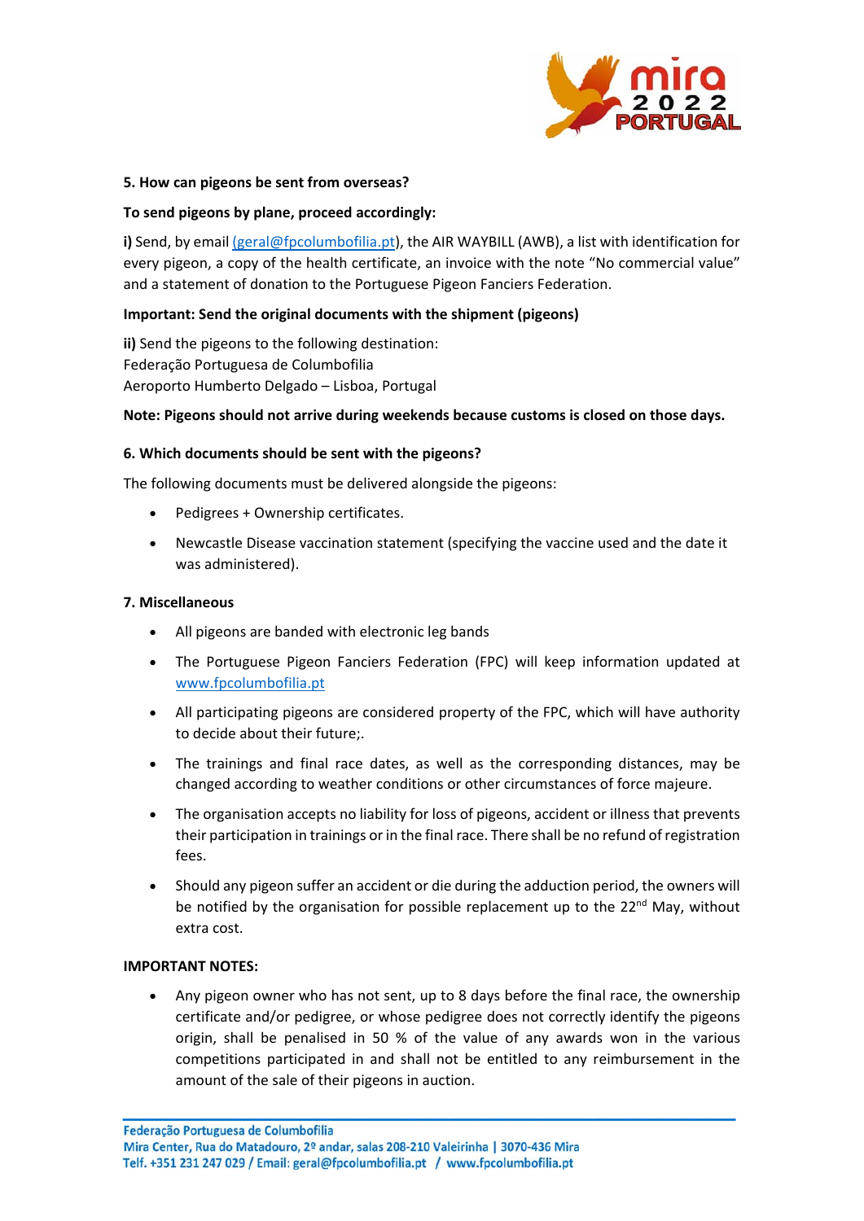**5. How can pigeons be sent from overseas?**

**To send pigeons by plane, proceed accordingly:**

**i)** Send, by email (geral@fpcolumbofilia.pt), the AIR WAYBILL (AWB), a list with identification for every pigeon, a copy of the health certificate, an invoice with the note "No commercial value" and a statement of donation to the Portuguese Pigeon Fanciers Federation.

**Important: Send the original documents with the shipment (pigeons)**

**ii)** Send the pigeons to the following destination:
Federação Portuguesa de Columbofilia
Aeroporto Humberto Delgado – Lisboa, Portugal

**Note: Pigeons should not arrive during weekends because customs is closed on those days.**

**6. Which documents should be sent with the pigeons?**

The following documents must be delivered alongside the pigeons:

- Pedigrees + Ownership certificates.
- Newcastle Disease vaccination statement (specifying the vaccine used and the date it was administered).

**7. Miscellaneous**

- All pigeons are banded with electronic leg bands
- The Portuguese Pigeon Fanciers Federation (FPC) will keep information updated at www.fpcolumbofilia.pt
- All participating pigeons are considered property of the FPC, which will have authority to decide about their future;.
- The trainings and final race dates, as well as the corresponding distances, may be changed according to weather conditions or other circumstances of force majeure.
- The organisation accepts no liability for loss of pigeons, accident or illness that prevents their participation in trainings or in the final race. There shall be no refund of registration fees.
- Should any pigeon suffer an accident or die during the adduction period, the owners will be notified by the organisation for possible replacement up to the 22nd May, without extra cost.

**IMPORTANT NOTES:**

- Any pigeon owner who has not sent, up to 8 days before the final race, the ownership certificate and/or pedigree, or whose pedigree does not correctly identify the pigeons origin, shall be penalised in 50 % of the value of any awards won in the various competitions participated in and shall not be entitled to any reimbursement in the amount of the sale of their pigeons in auction.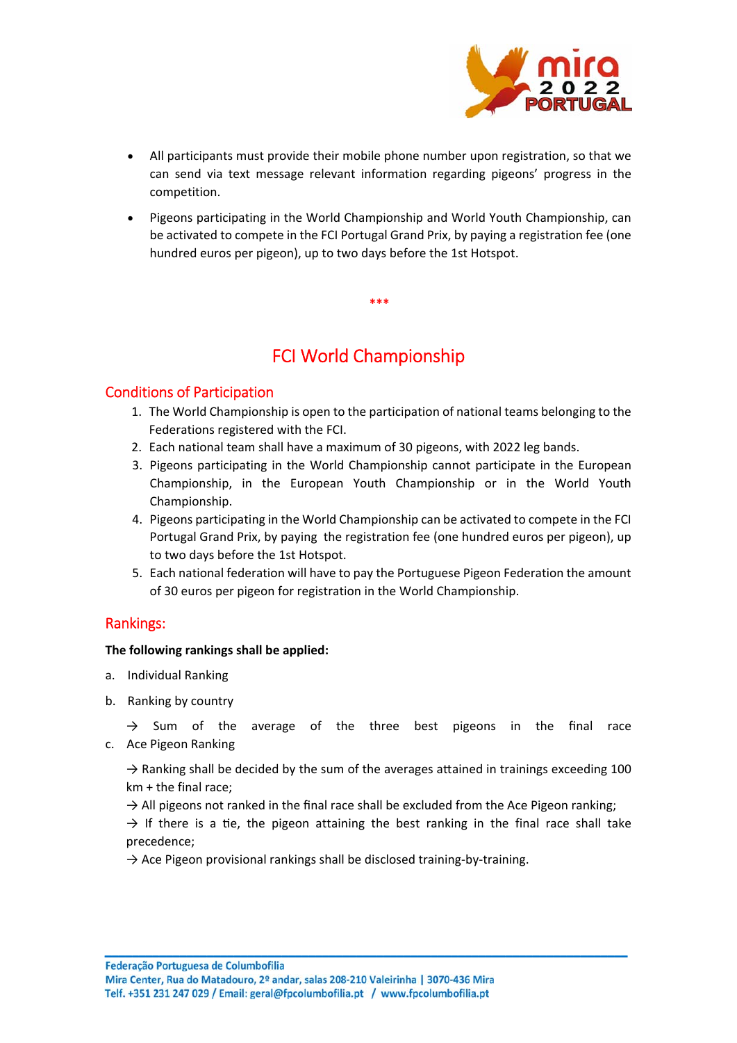- All participants must provide their mobile phone number upon registration, so that we can send via text message relevant information regarding pigeons' progress in the competition.
- Pigeons participating in the World Championship and World Youth Championship, can be activated to compete in the FCI Portugal Grand Prix, by paying a registration fee (one hundred euros per pigeon), up to two days before the 1st Hotspot.

***

# FCI World Championship

## Conditions of Participation

1. The World Championship is open to the participation of national teams belonging to the Federations registered with the FCI.
2. Each national team shall have a maximum of 30 pigeons, with 2022 leg bands.
3. Pigeons participating in the World Championship cannot participate in the European Championship, in the European Youth Championship or in the World Youth Championship.
4. Pigeons participating in the World Championship can be activated to compete in the FCI Portugal Grand Prix, by paying the registration fee (one hundred euros per pigeon), up to two days before the 1st Hotspot.
5. Each national federation will have to pay the Portuguese Pigeon Federation the amount of 30 euros per pigeon for registration in the World Championship.

## Rankings:

**The following rankings shall be applied:**

a. Individual Ranking

b. Ranking by country

→ Sum of the average of the three best pigeons in the final race

c. Ace Pigeon Ranking

→ Ranking shall be decided by the sum of the averages attained in trainings exceeding 100 km + the final race;

→ All pigeons not ranked in the final race shall be excluded from the Ace Pigeon ranking;

→ If there is a tie, the pigeon attaining the best ranking in the final race shall take precedence;

→ Ace Pigeon provisional rankings shall be disclosed training-by-training.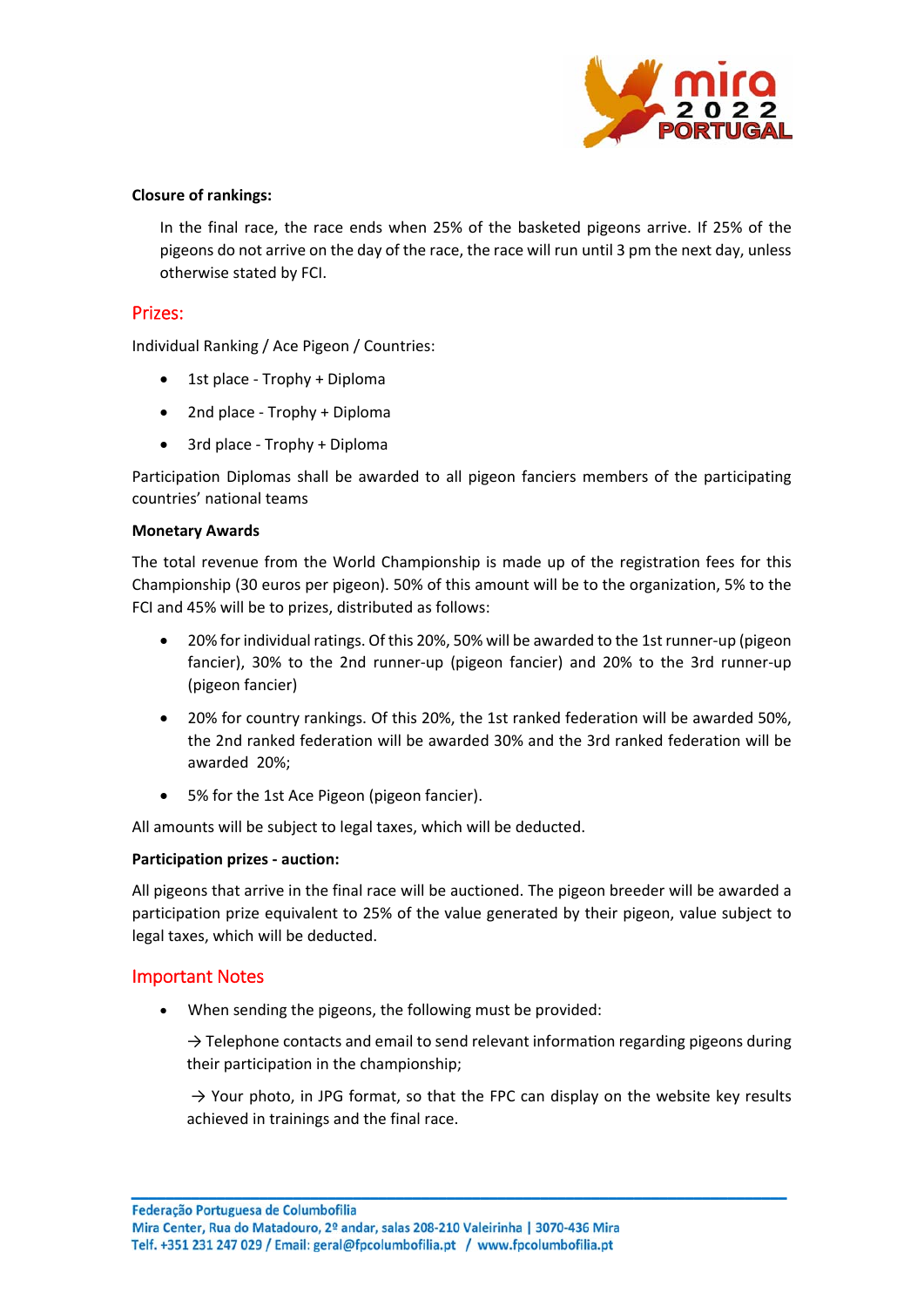**Closure of rankings:**

In the final race, the race ends when 25% of the basketed pigeons arrive. If 25% of the pigeons do not arrive on the day of the race, the race will run until 3 pm the next day, unless otherwise stated by FCI.

## Prizes:

Individual Ranking / Ace Pigeon / Countries:

- 1st place - Trophy + Diploma
- 2nd place - Trophy + Diploma
- 3rd place - Trophy + Diploma

Participation Diplomas shall be awarded to all pigeon fanciers members of the participating countries' national teams

**Monetary Awards**

The total revenue from the World Championship is made up of the registration fees for this Championship (30 euros per pigeon). 50% of this amount will be to the organization, 5% to the FCI and 45% will be to prizes, distributed as follows:

- 20% for individual ratings. Of this 20%, 50% will be awarded to the 1st runner-up (pigeon fancier), 30% to the 2nd runner-up (pigeon fancier) and 20% to the 3rd runner-up (pigeon fancier)
- 20% for country rankings. Of this 20%, the 1st ranked federation will be awarded 50%, the 2nd ranked federation will be awarded 30% and the 3rd ranked federation will be awarded 20%;
- 5% for the 1st Ace Pigeon (pigeon fancier).

All amounts will be subject to legal taxes, which will be deducted.

**Participation prizes - auction:**

All pigeons that arrive in the final race will be auctioned. The pigeon breeder will be awarded a participation prize equivalent to 25% of the value generated by their pigeon, value subject to legal taxes, which will be deducted.

## Important Notes

- When sending the pigeons, the following must be provided:

  → Telephone contacts and email to send relevant information regarding pigeons during their participation in the championship;

  → Your photo, in JPG format, so that the FPC can display on the website key results achieved in trainings and the final race.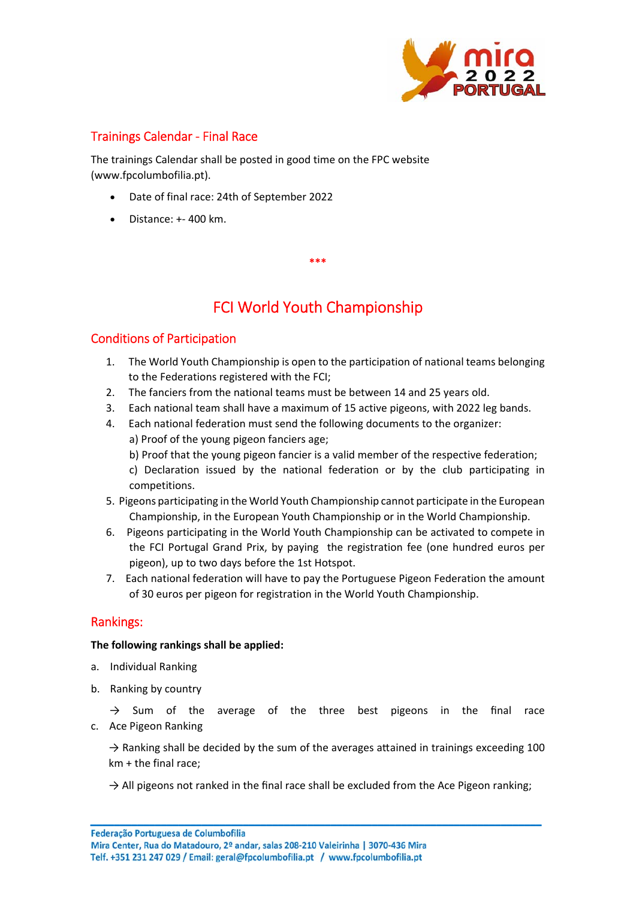## Trainings Calendar - Final Race

The trainings Calendar shall be posted in good time on the FPC website (www.fpcolumbofilia.pt).

- Date of final race: 24th of September 2022
- Distance: +- 400 km.

***

# FCI World Youth Championship

## Conditions of Participation

1. The World Youth Championship is open to the participation of national teams belonging to the Federations registered with the FCI;
2. The fanciers from the national teams must be between 14 and 25 years old.
3. Each national team shall have a maximum of 15 active pigeons, with 2022 leg bands.
4. Each national federation must send the following documents to the organizer:
   a) Proof of the young pigeon fanciers age;
   b) Proof that the young pigeon fancier is a valid member of the respective federation;
   c) Declaration issued by the national federation or by the club participating in competitions.
5. Pigeons participating in the World Youth Championship cannot participate in the European Championship, in the European Youth Championship or in the World Championship.
6. Pigeons participating in the World Youth Championship can be activated to compete in the FCI Portugal Grand Prix, by paying the registration fee (one hundred euros per pigeon), up to two days before the 1st Hotspot.
7. Each national federation will have to pay the Portuguese Pigeon Federation the amount of 30 euros per pigeon for registration in the World Youth Championship.

## Rankings:

**The following rankings shall be applied:**

a. Individual Ranking
b. Ranking by country

   → Sum of the average of the three best pigeons in the final race

c. Ace Pigeon Ranking

   → Ranking shall be decided by the sum of the averages attained in trainings exceeding 100 km + the final race;

   → All pigeons not ranked in the final race shall be excluded from the Ace Pigeon ranking;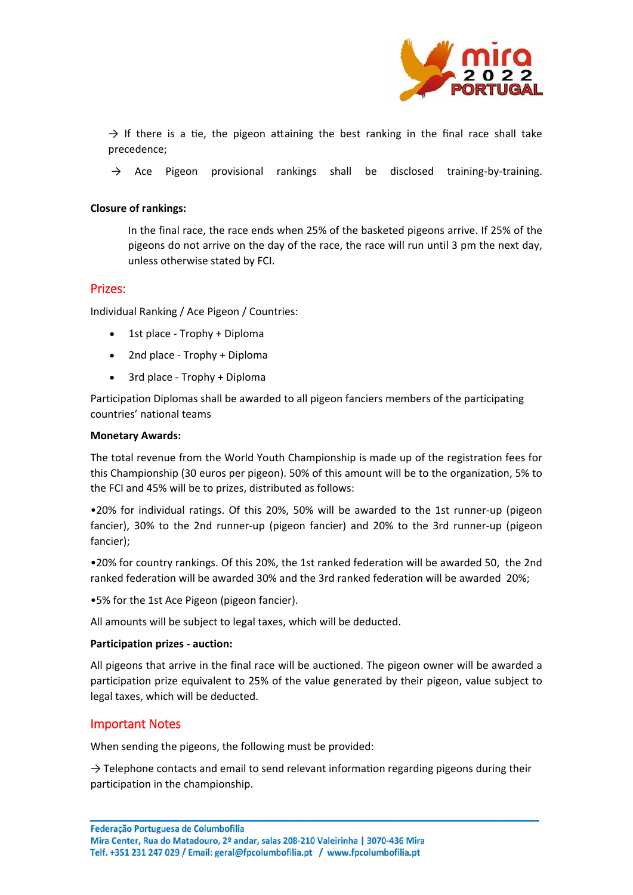→ If there is a tie, the pigeon attaining the best ranking in the final race shall take precedence;

→ Ace Pigeon provisional rankings shall be disclosed training-by-training.

**Closure of rankings:**

In the final race, the race ends when 25% of the basketed pigeons arrive. If 25% of the pigeons do not arrive on the day of the race, the race will run until 3 pm the next day, unless otherwise stated by FCI.

## Prizes:

Individual Ranking / Ace Pigeon / Countries:

- 1st place - Trophy + Diploma
- 2nd place - Trophy + Diploma
- 3rd place - Trophy + Diploma

Participation Diplomas shall be awarded to all pigeon fanciers members of the participating countries' national teams

**Monetary Awards:**

The total revenue from the World Youth Championship is made up of the registration fees for this Championship (30 euros per pigeon). 50% of this amount will be to the organization, 5% to the FCI and 45% will be to prizes, distributed as follows:

•20% for individual ratings. Of this 20%, 50% will be awarded to the 1st runner-up (pigeon fancier), 30% to the 2nd runner-up (pigeon fancier) and 20% to the 3rd runner-up (pigeon fancier);

•20% for country rankings. Of this 20%, the 1st ranked federation will be awarded 50, the 2nd ranked federation will be awarded 30% and the 3rd ranked federation will be awarded 20%;

•5% for the 1st Ace Pigeon (pigeon fancier).

All amounts will be subject to legal taxes, which will be deducted.

**Participation prizes - auction:**

All pigeons that arrive in the final race will be auctioned. The pigeon owner will be awarded a participation prize equivalent to 25% of the value generated by their pigeon, value subject to legal taxes, which will be deducted.

## Important Notes

When sending the pigeons, the following must be provided:

→ Telephone contacts and email to send relevant information regarding pigeons during their participation in the championship.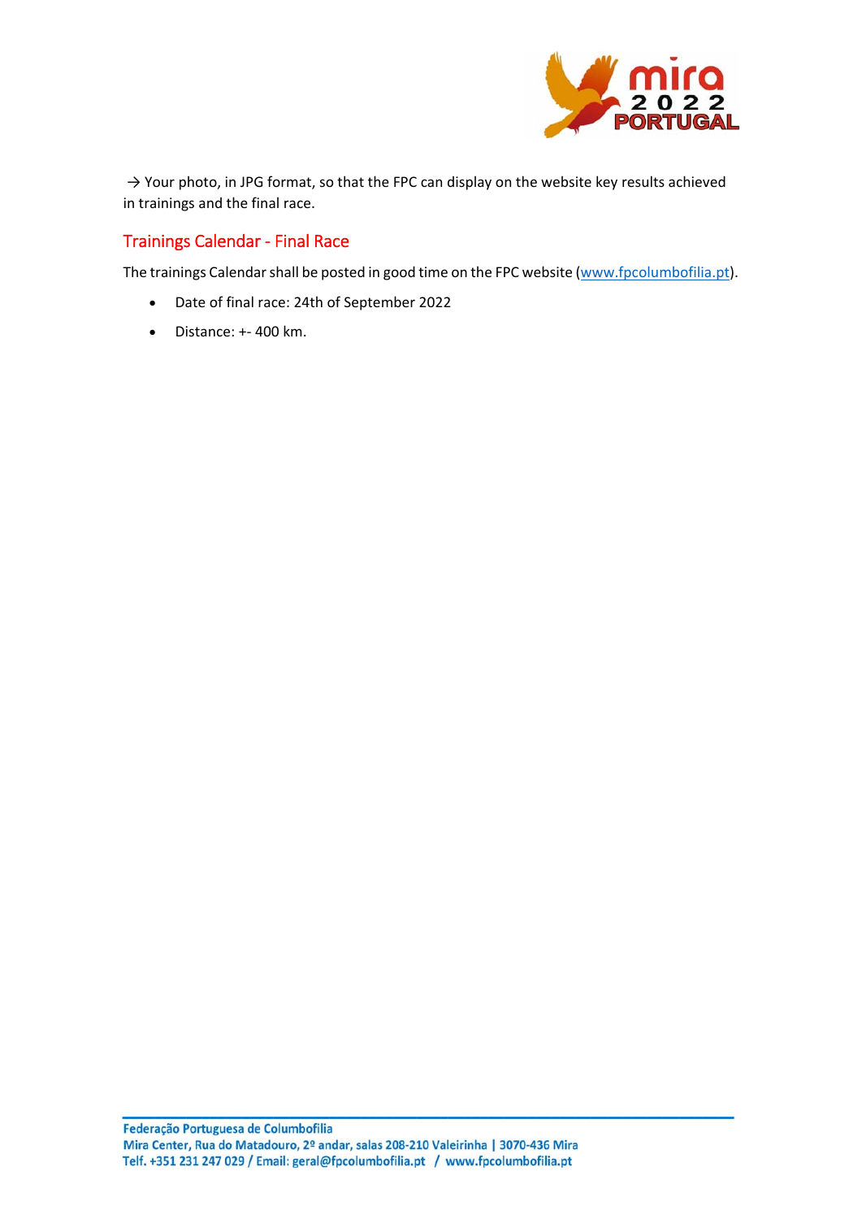→ Your photo, in JPG format, so that the FPC can display on the website key results achieved in trainings and the final race.

## Trainings Calendar - Final Race

The trainings Calendar shall be posted in good time on the FPC website (www.fpcolumbofilia.pt).

- Date of final race: 24th of September 2022
- Distance: +- 400 km.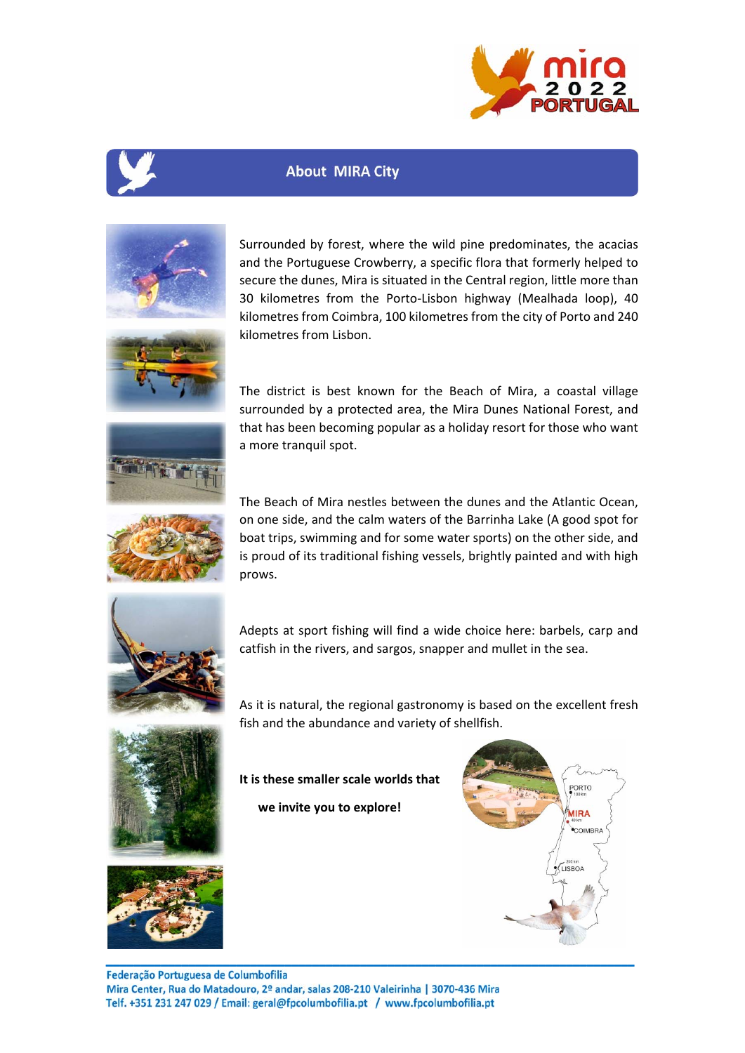## About MIRA City

Surrounded by forest, where the wild pine predominates, the acacias and the Portuguese Crowberry, a specific flora that formerly helped to secure the dunes, Mira is situated in the Central region, little more than 30 kilometres from the Porto-Lisbon highway (Mealhada loop), 40 kilometres from Coimbra, 100 kilometres from the city of Porto and 240 kilometres from Lisbon.

The district is best known for the Beach of Mira, a coastal village surrounded by a protected area, the Mira Dunes National Forest, and that has been becoming popular as a holiday resort for those who want a more tranquil spot.

The Beach of Mira nestles between the dunes and the Atlantic Ocean, on one side, and the calm waters of the Barrinha Lake (A good spot for boat trips, swimming and for some water sports) on the other side, and is proud of its traditional fishing vessels, brightly painted and with high prows.

Adepts at sport fishing will find a wide choice here: barbels, carp and catfish in the rivers, and sargos, snapper and mullet in the sea.

As it is natural, the regional gastronomy is based on the excellent fresh fish and the abundance and variety of shellfish.

**It is these smaller scale worlds that we invite you to explore!**

Federação Portuguesa de Columbofilia
Mira Center, Rua do Matadouro, 2º andar, salas 208-210 Valeirinha | 3070-436 Mira
Telf. +351 231 247 029 / Email: geral@fpcolumbofilia.pt / www.fpcolumbofilia.pt